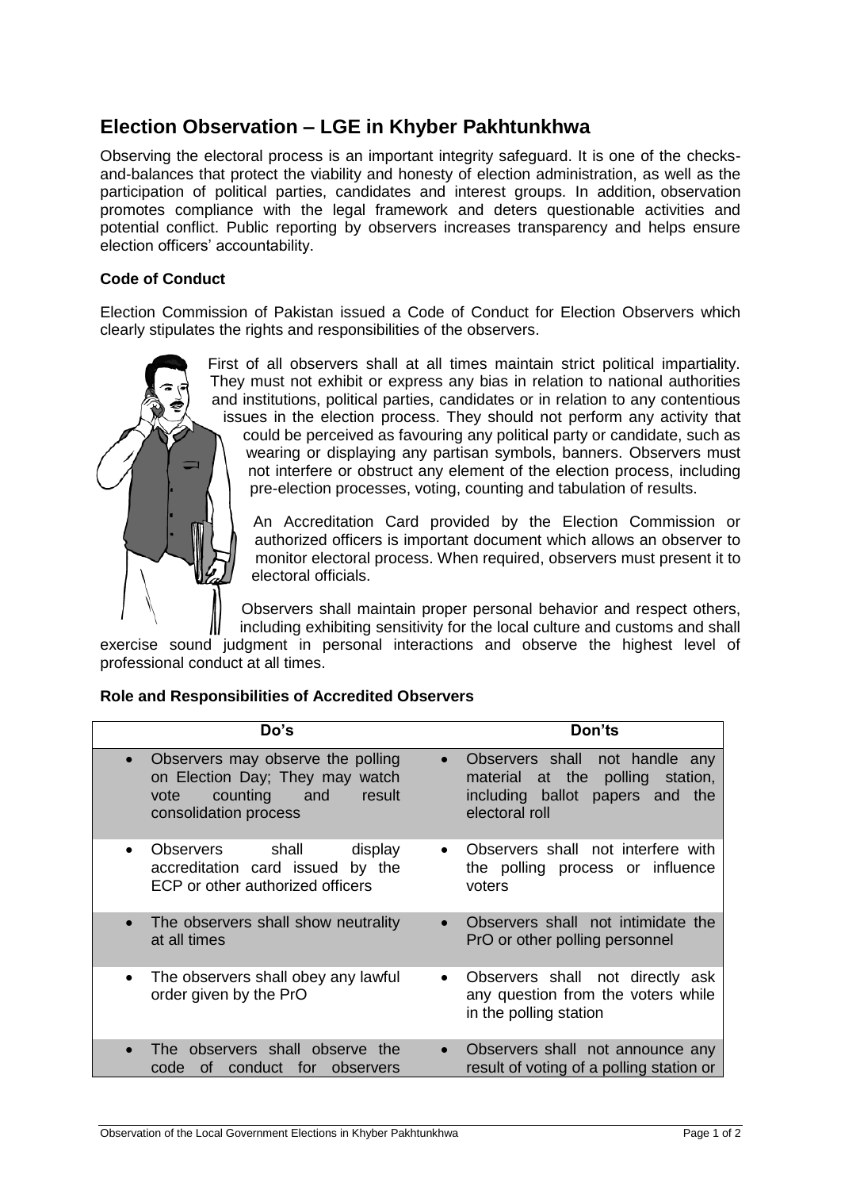# Election Observation – LGE in Khyber Pakhtunkhwa

Observing the electoral process is an important integrity safeguard. It is one of the checks-and-balances that protect the viability and honesty of election administration, as well as the participation of political parties, candidates and interest groups. In addition, observation promotes compliance with the legal framework and deters questionable activities and potential conflict. Public reporting by observers increases transparency and helps ensure election officers' accountability.

### Code of Conduct

Election Commission of Pakistan issued a Code of Conduct for Election Observers which clearly stipulates the rights and responsibilities of the observers.

First of all observers shall at all times maintain strict political impartiality. They must not exhibit or express any bias in relation to national authorities and institutions, political parties, candidates or in relation to any contentious issues in the election process. They should not perform any activity that could be perceived as favouring any political party or candidate, such as wearing or displaying any partisan symbols, banners. Observers must not interfere or obstruct any element of the election process, including pre-election processes, voting, counting and tabulation of results.

An Accreditation Card provided by the Election Commission or authorized officers is important document which allows an observer to monitor electoral process. When required, observers must present it to electoral officials.

Observers shall maintain proper personal behavior and respect others, including exhibiting sensitivity for the local culture and customs and shall exercise sound judgment in personal interactions and observe the highest level of professional conduct at all times.

### Role and Responsibilities of Accredited Observers

| Do's | Don'ts |
|---|---|
| • Observers may observe the polling on Election Day; They may watch vote counting and result consolidation process | • Observers shall not handle any material at the polling station, including ballot papers and the electoral roll |
| • Observers shall display accreditation card issued by the ECP or other authorized officers | • Observers shall not interfere with the polling process or influence voters |
| • The observers shall show neutrality at all times | • Observers shall not intimidate the PrO or other polling personnel |
| • The observers shall obey any lawful order given by the PrO | • Observers shall not directly ask any question from the voters while in the polling station |
| • The observers shall observe the code of conduct for observers | • Observers shall not announce any result of voting of a polling station or |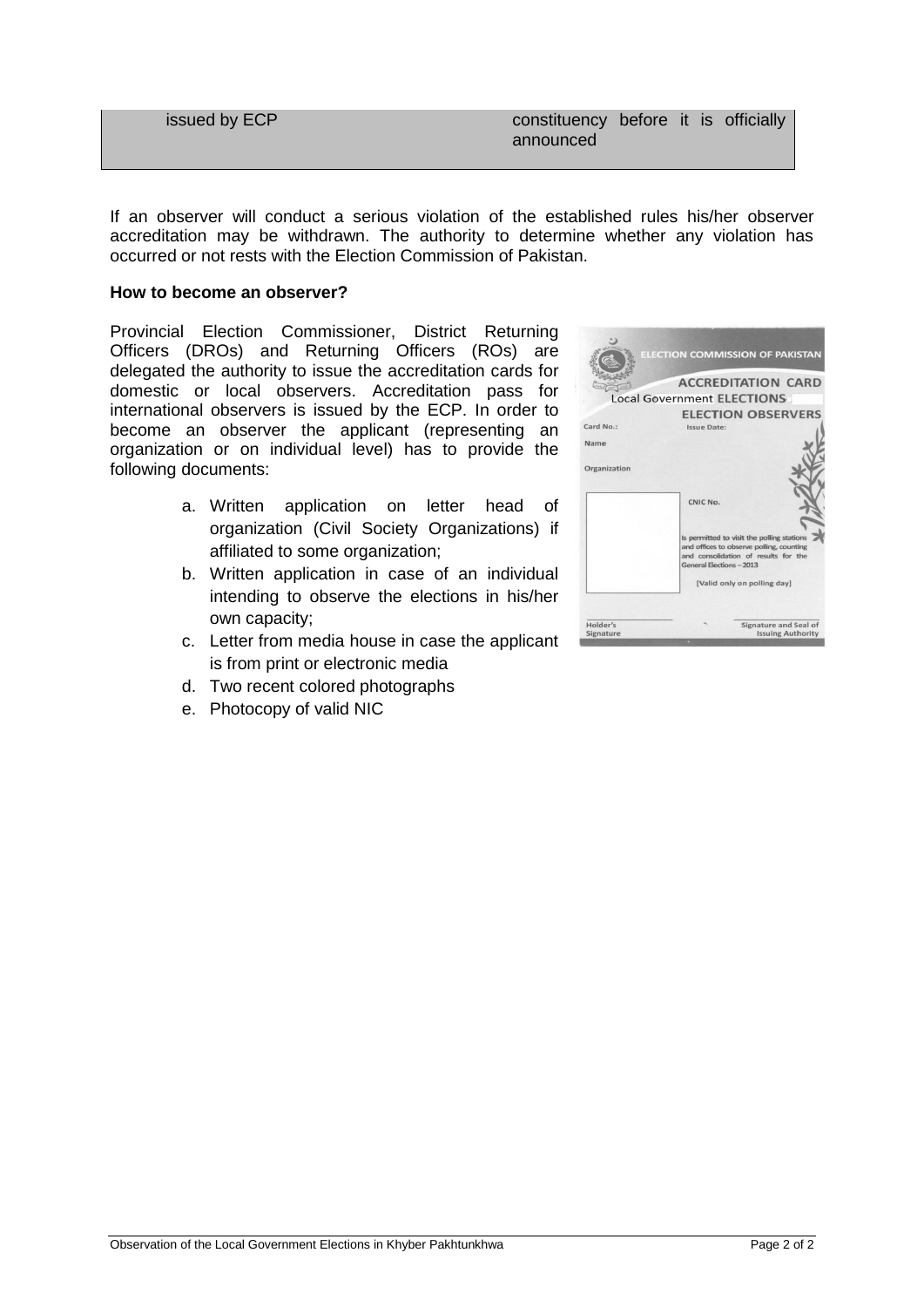| | |
|---|---|
| issued by ECP | constituency before it is officially announced |

If an observer will conduct a serious violation of the established rules his/her observer accreditation may be withdrawn. The authority to determine whether any violation has occurred or not rests with the Election Commission of Pakistan.

**How to become an observer?**

Provincial Election Commissioner, District Returning Officers (DROs) and Returning Officers (ROs) are delegated the authority to issue the accreditation cards for domestic or local observers. Accreditation pass for international observers is issued by the ECP. In order to become an observer the applicant (representing an organization or on individual level) has to provide the following documents:

a. Written application on letter head of organization (Civil Society Organizations) if affiliated to some organization;
b. Written application in case of an individual intending to observe the elections in his/her own capacity;
c. Letter from media house in case the applicant is from print or electronic media
d. Two recent colored photographs
e. Photocopy of valid NIC